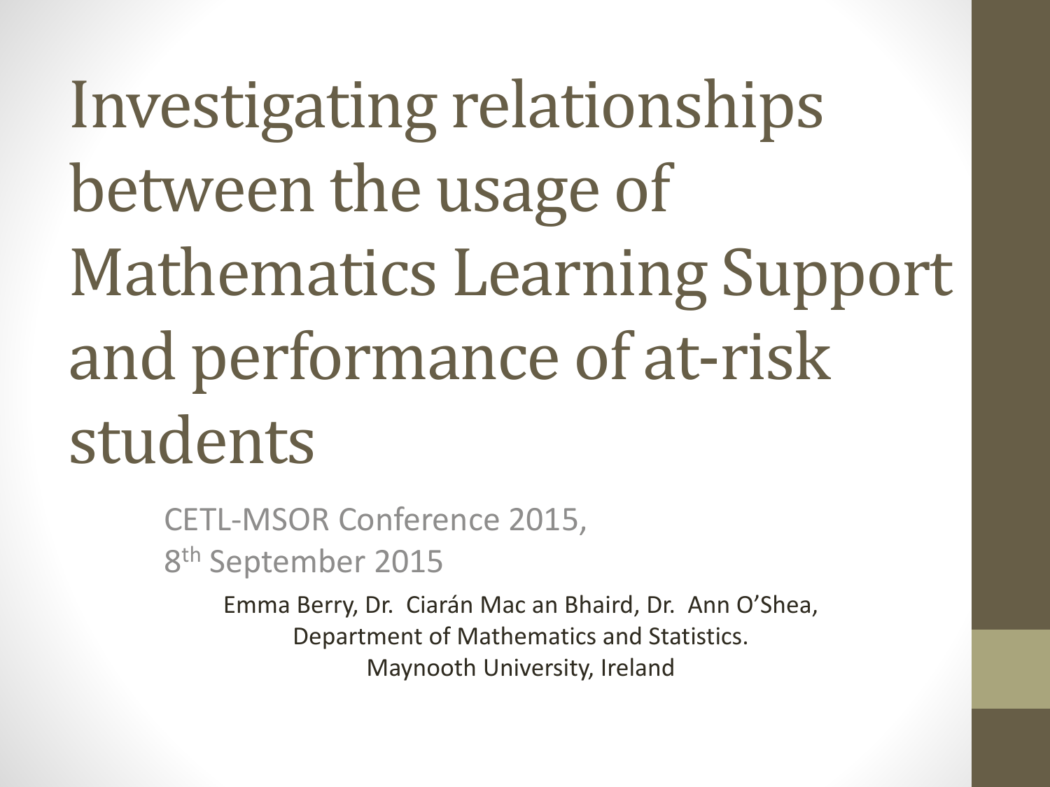# Investigating relationships between the usage of Mathematics Learning Support and performance of at-risk students

CETL-MSOR Conference 2015,
8th September 2015

Emma Berry, Dr. Ciarán Mac an Bhaird, Dr. Ann O'Shea,
Department of Mathematics and Statistics.
Maynooth University, Ireland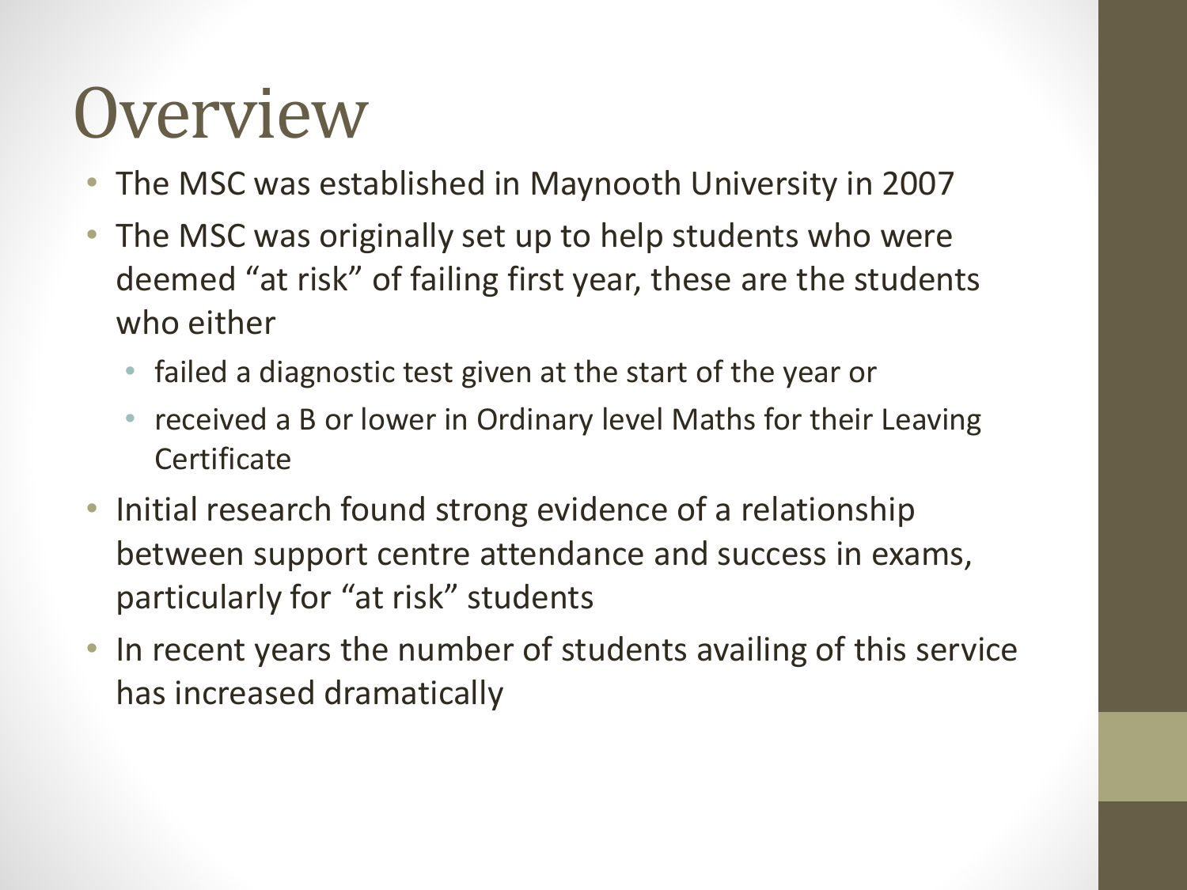# Overview

- The MSC was established in Maynooth University in 2007
- The MSC was originally set up to help students who were deemed "at risk" of failing first year, these are the students who either
  - failed a diagnostic test given at the start of the year or
  - received a B or lower in Ordinary level Maths for their Leaving Certificate
- Initial research found strong evidence of a relationship between support centre attendance and success in exams, particularly for "at risk" students
- In recent years the number of students availing of this service has increased dramatically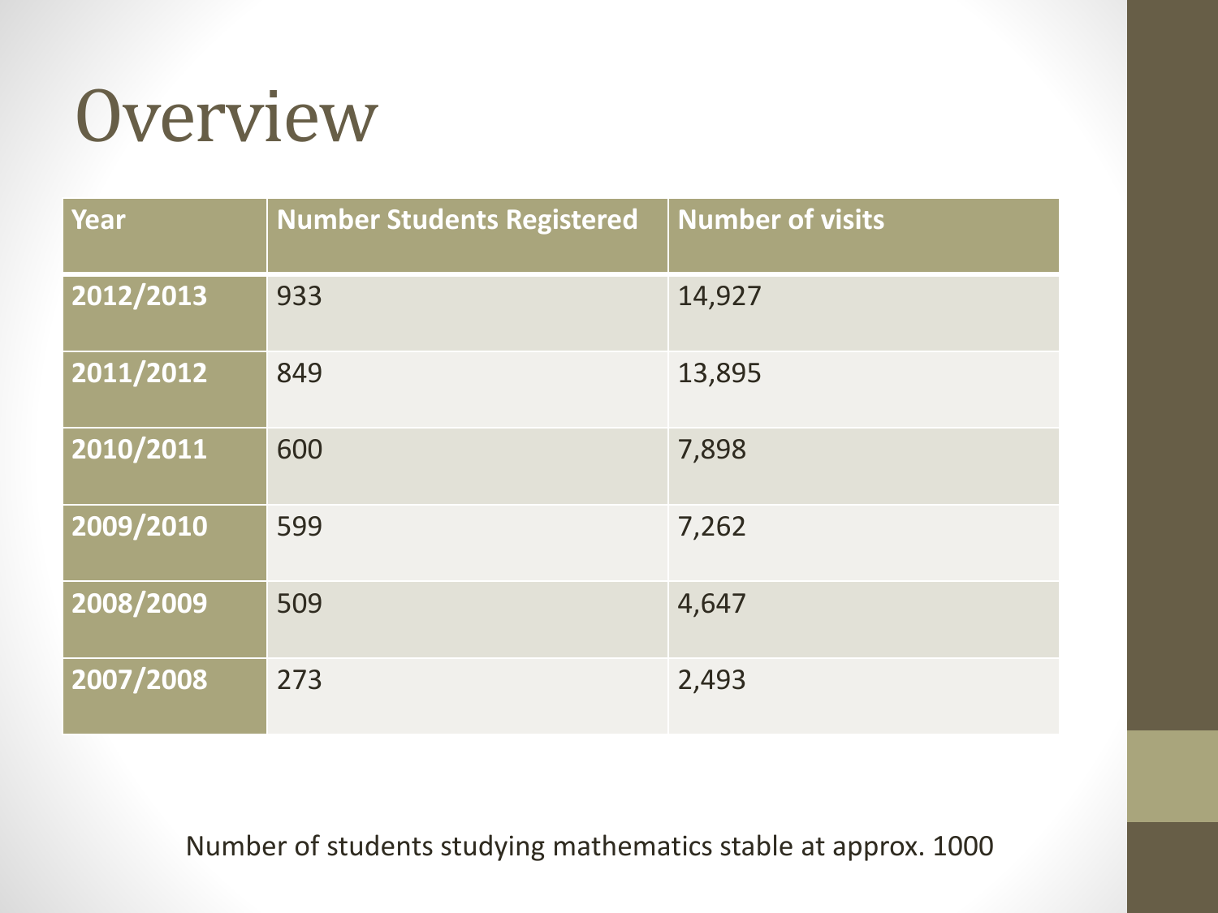# Overview

| Year | Number Students Registered | Number of visits |
| --- | --- | --- |
| **2012/2013** | 933 | 14,927 |
| **2011/2012** | 849 | 13,895 |
| **2010/2011** | 600 | 7,898 |
| **2009/2010** | 599 | 7,262 |
| **2008/2009** | 509 | 4,647 |
| **2007/2008** | 273 | 2,493 |

Number of students studying mathematics stable at approx. 1000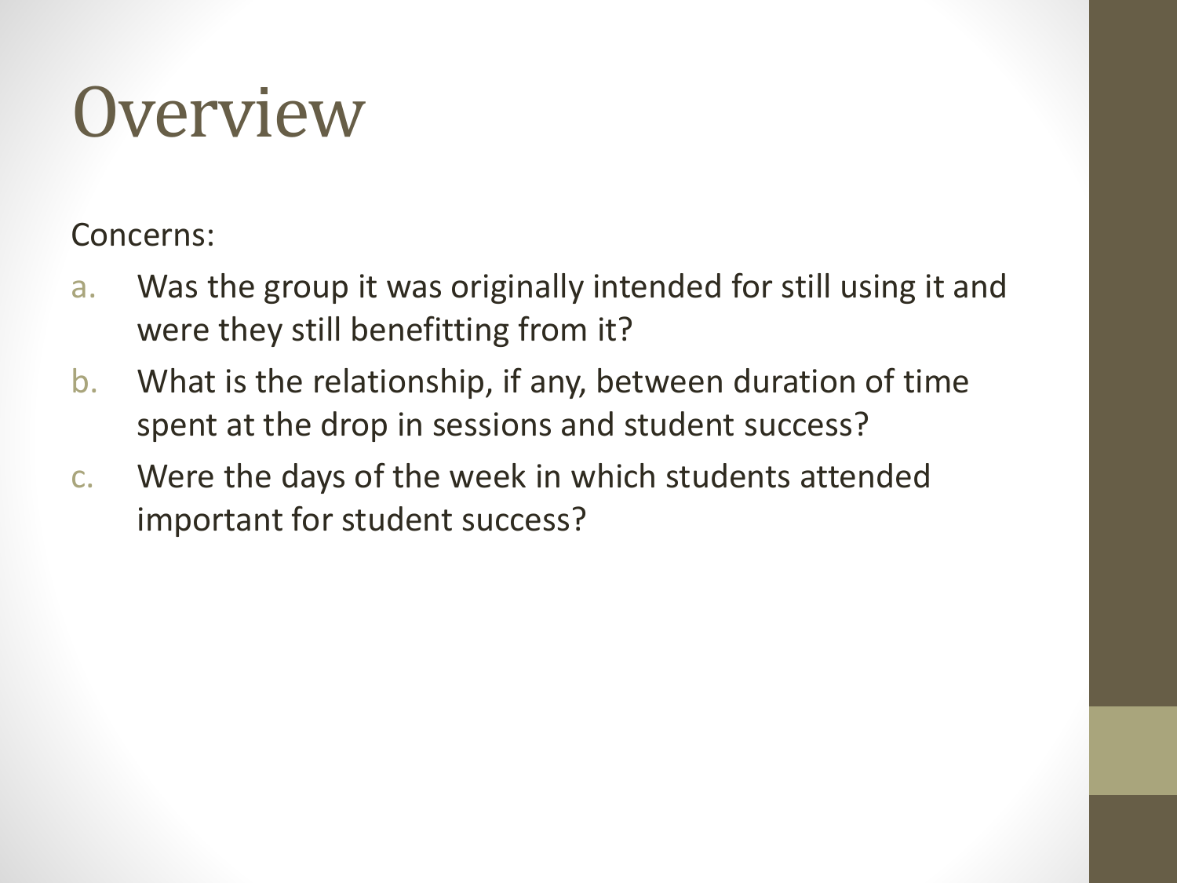# Overview

Concerns:

a. Was the group it was originally intended for still using it and were they still benefitting from it?
b. What is the relationship, if any, between duration of time spent at the drop in sessions and student success?
c. Were the days of the week in which students attended important for student success?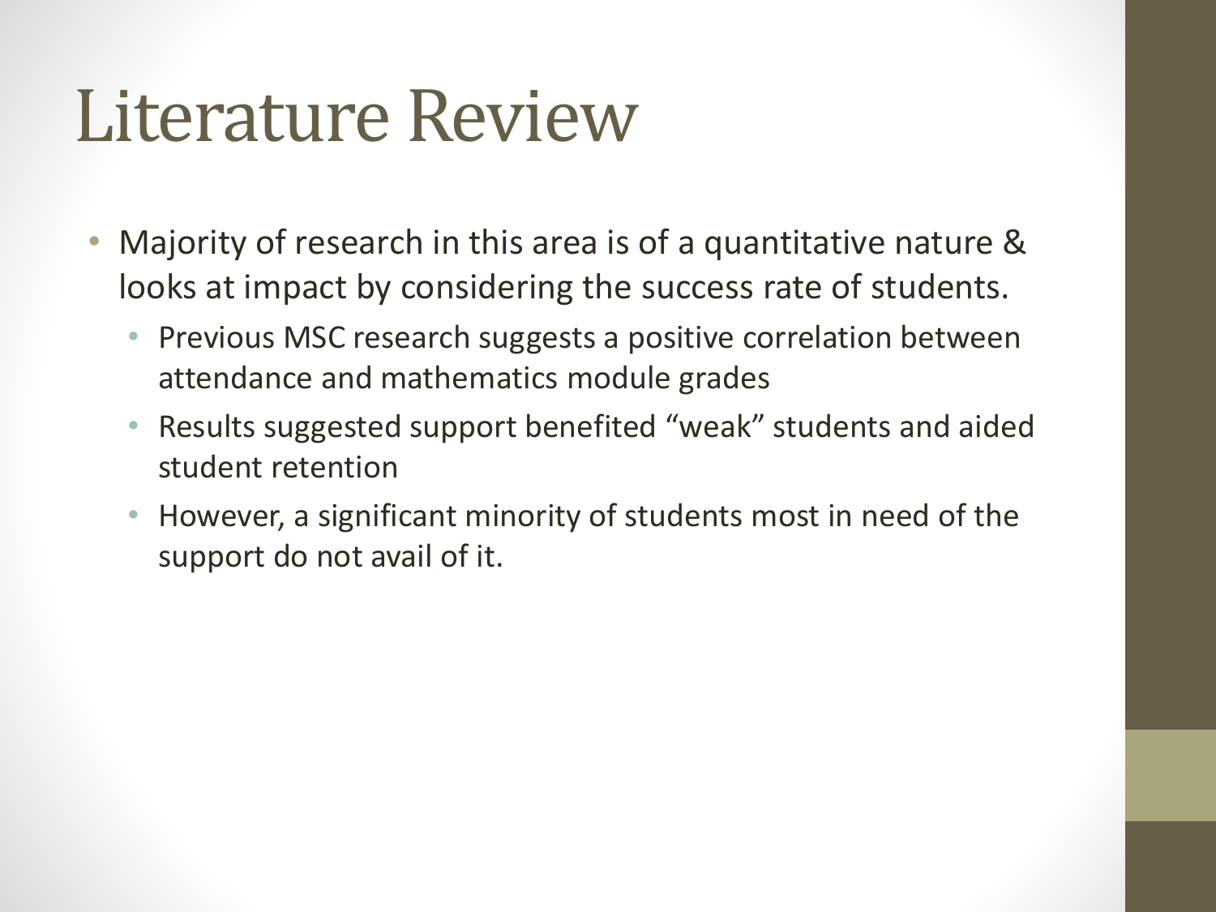# Literature Review

- Majority of research in this area is of a quantitative nature & looks at impact by considering the success rate of students.
  - Previous MSC research suggests a positive correlation between attendance and mathematics module grades
  - Results suggested support benefited "weak" students and aided student retention
  - However, a significant minority of students most in need of the support do not avail of it.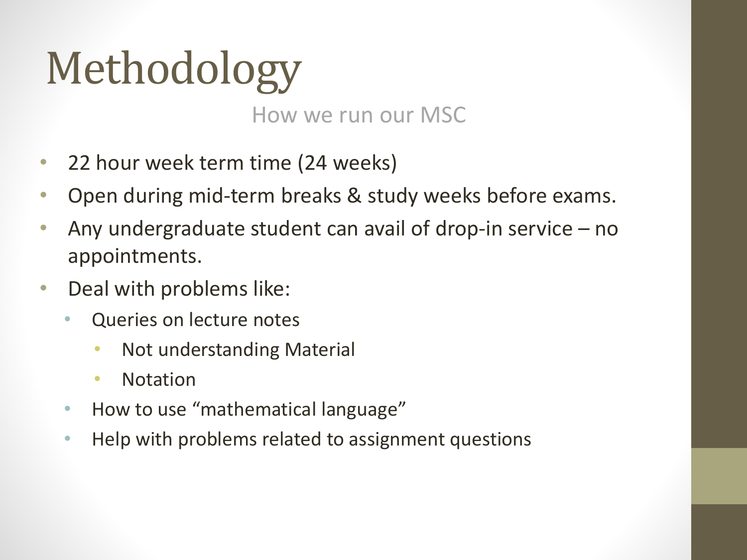# Methodology

How we run our MSC

- 22 hour week term time (24 weeks)
- Open during mid-term breaks & study weeks before exams.
- Any undergraduate student can avail of drop-in service – no appointments.
- Deal with problems like:
  - Queries on lecture notes
    - Not understanding Material
    - Notation
  - How to use "mathematical language"
  - Help with problems related to assignment questions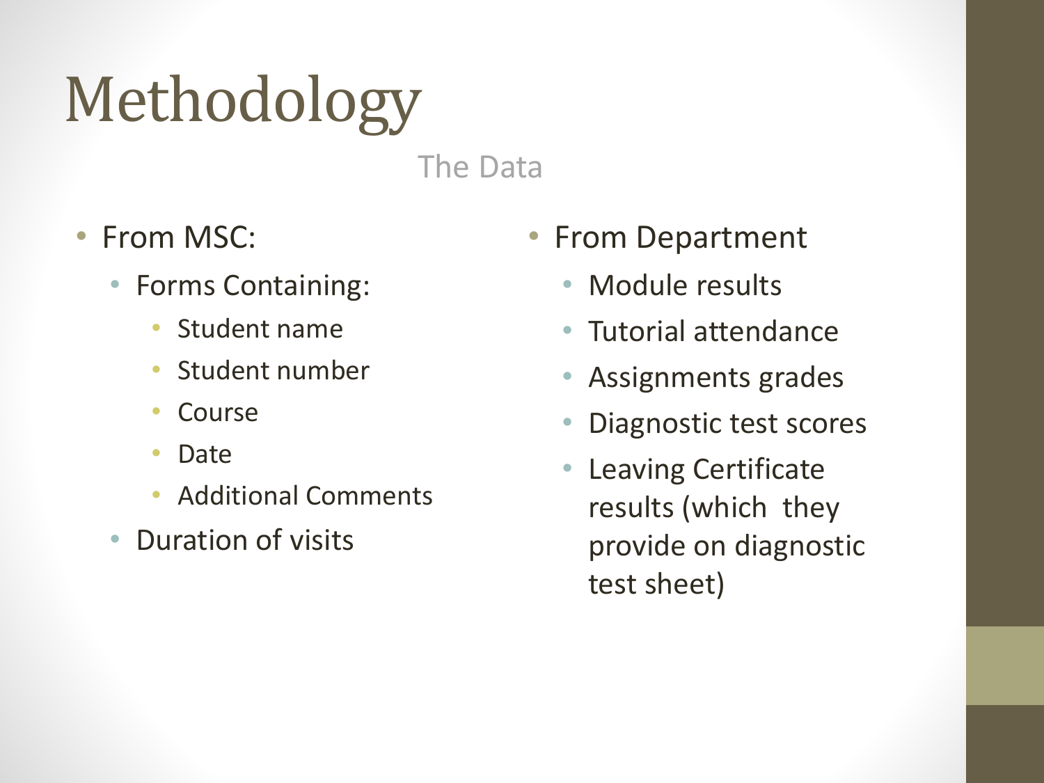# Methodology

## The Data

- From MSC:
  - Forms Containing:
    - Student name
    - Student number
    - Course
    - Date
    - Additional Comments
  - Duration of visits

- From Department
  - Module results
  - Tutorial attendance
  - Assignments grades
  - Diagnostic test scores
  - Leaving Certificate results (which they provide on diagnostic test sheet)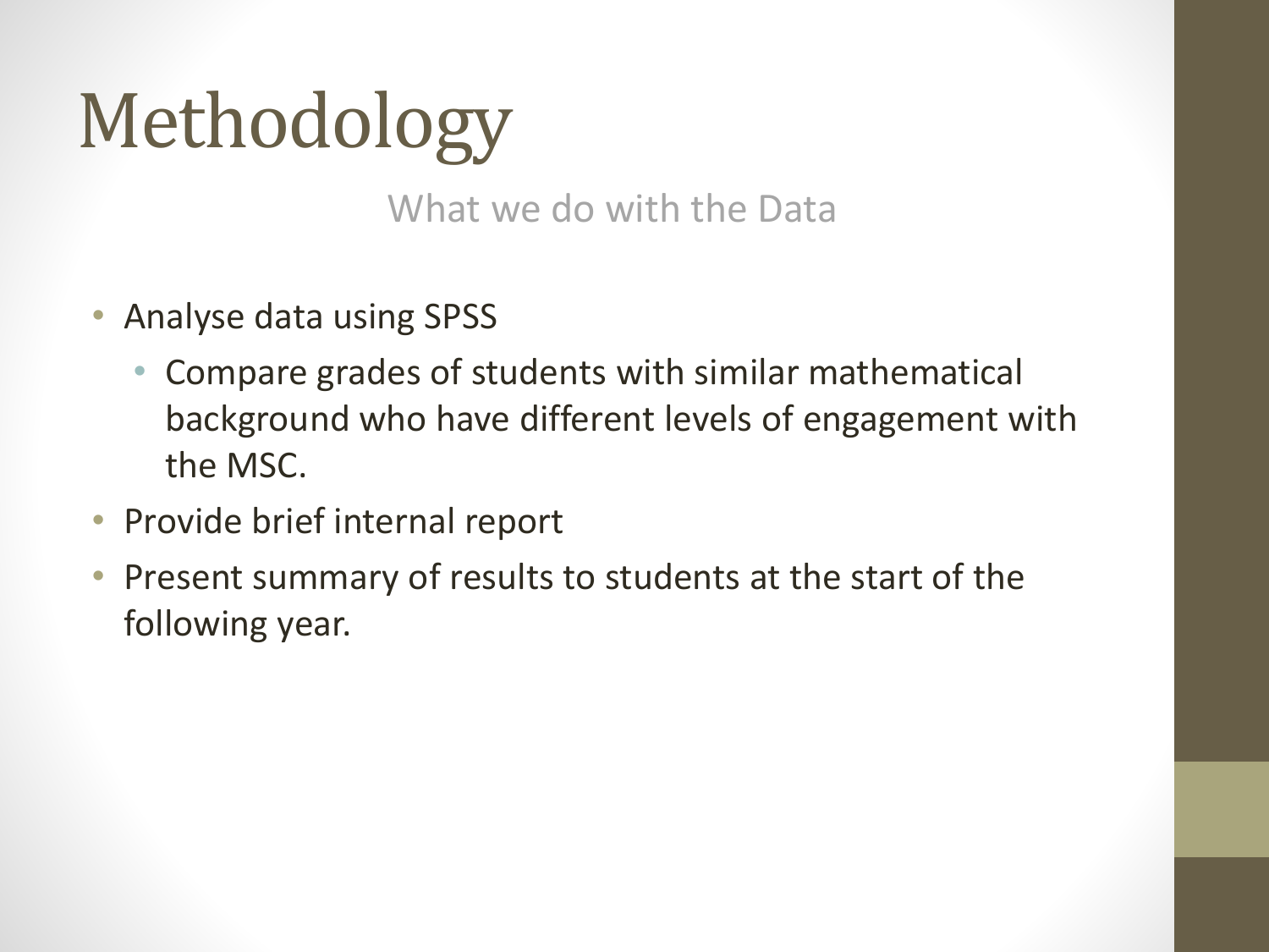# Methodology

What we do with the Data

- Analyse data using SPSS
  - Compare grades of students with similar mathematical background who have different levels of engagement with the MSC.
- Provide brief internal report
- Present summary of results to students at the start of the following year.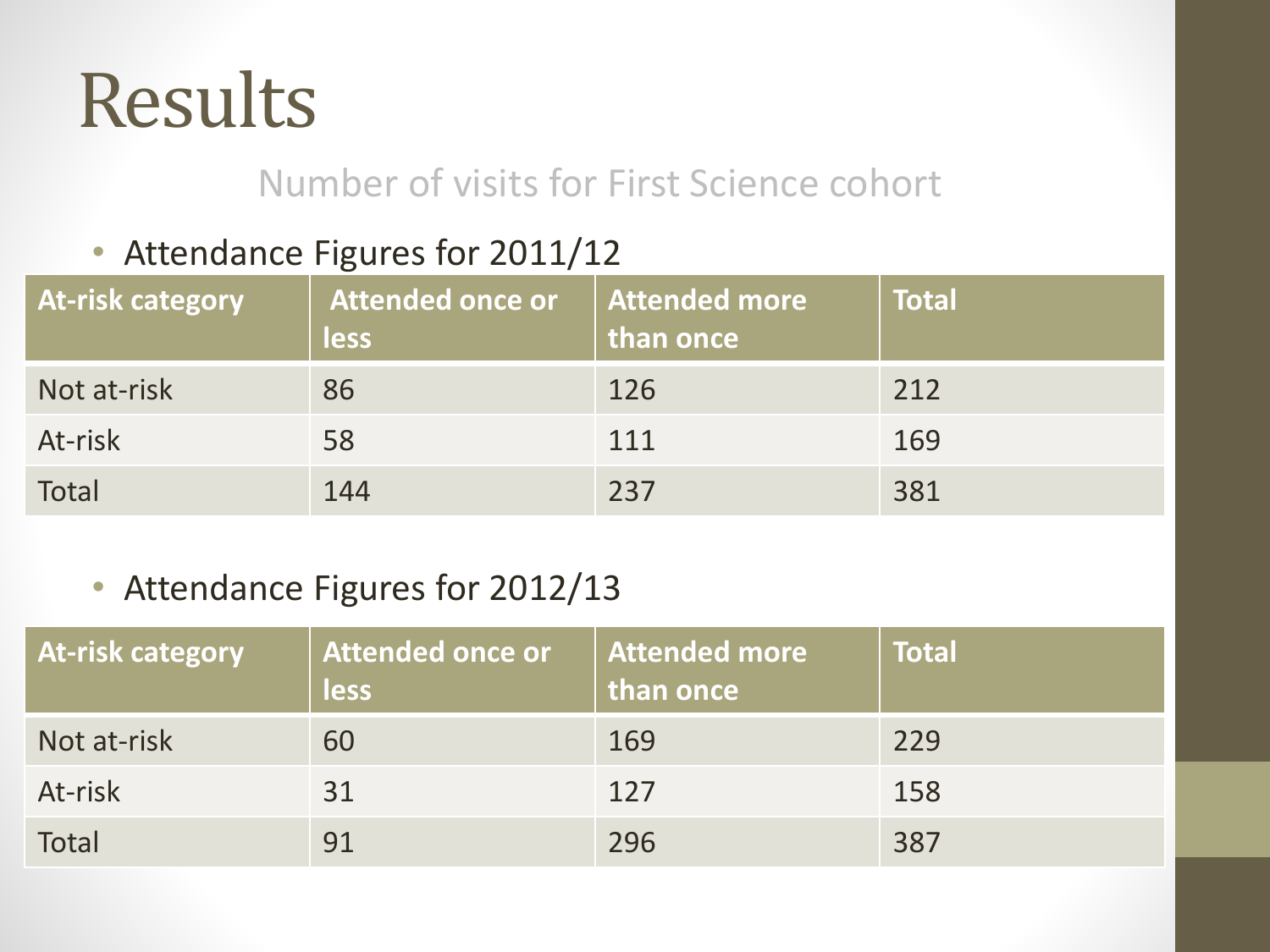# Results

## Number of visits for First Science cohort

- Attendance Figures for 2011/12

| At-risk category | Attended once or less | Attended more than once | Total |
|---|---|---|---|
| Not at-risk | 86 | 126 | 212 |
| At-risk | 58 | 111 | 169 |
| Total | 144 | 237 | 381 |

- Attendance Figures for 2012/13

| At-risk category | Attended once or less | Attended more than once | Total |
|---|---|---|---|
| Not at-risk | 60 | 169 | 229 |
| At-risk | 31 | 127 | 158 |
| Total | 91 | 296 | 387 |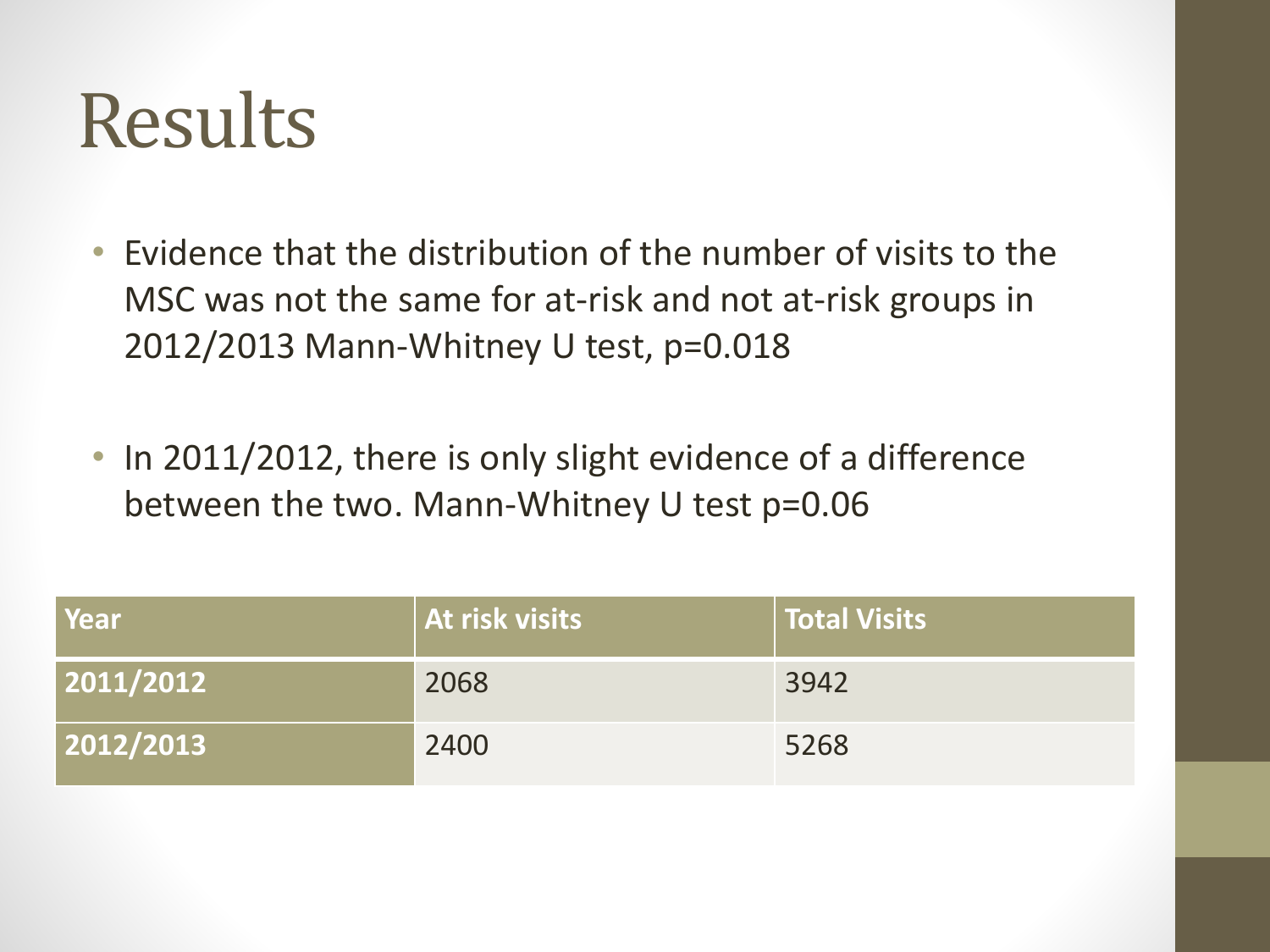# Results

- Evidence that the distribution of the number of visits to the MSC was not the same for at-risk and not at-risk groups in 2012/2013 Mann-Whitney U test, $p=0.018$
- In 2011/2012, there is only slight evidence of a difference between the two. Mann-Whitney U test $p=0.06$

| Year | At risk visits | Total Visits |
|---|---|---|
| **2011/2012** | 2068 | 3942 |
| **2012/2013** | 2400 | 5268 |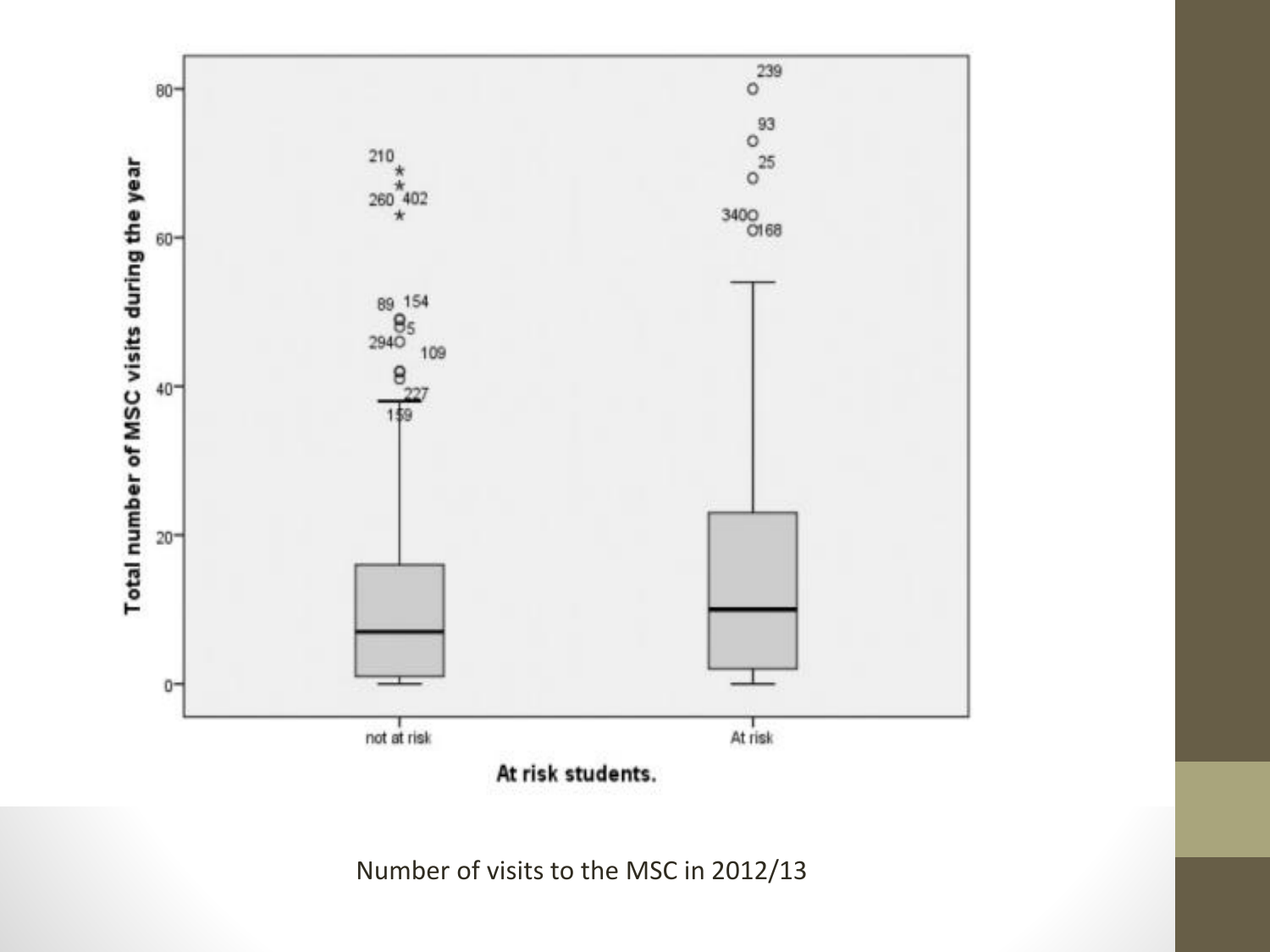Number of visits to the MSC in 2012/13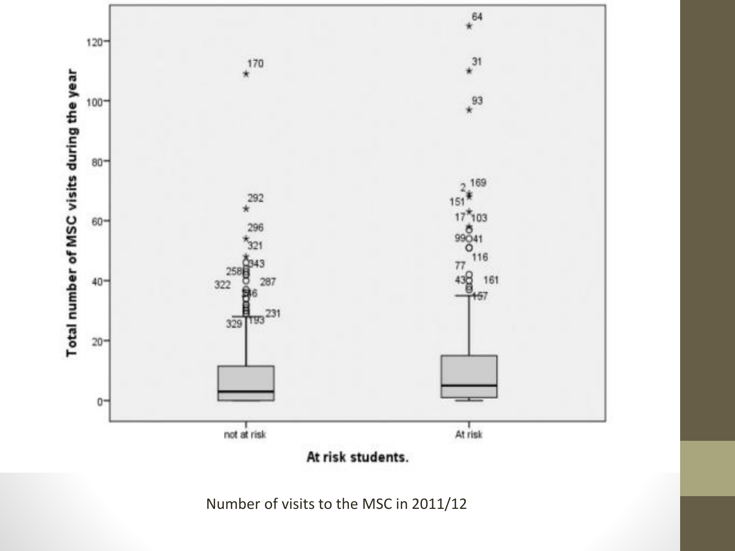Number of visits to the MSC in 2011/12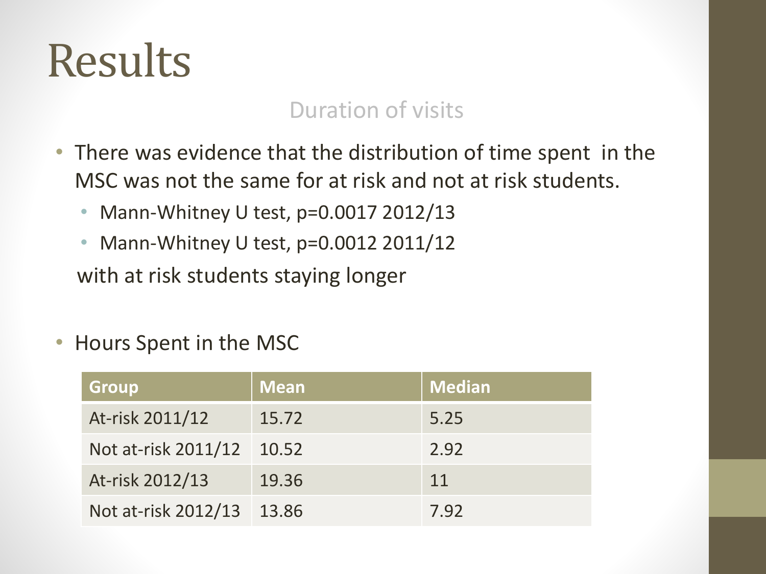# Results

## Duration of visits

- There was evidence that the distribution of time spent in the MSC was not the same for at risk and not at risk students.
  - Mann-Whitney U test, $p=0.0017$ 2012/13
  - Mann-Whitney U test, $p=0.0012$ 2011/12

  with at risk students staying longer

- Hours Spent in the MSC

| Group | Mean | Median |
|---|---|---|
| At-risk 2011/12 | 15.72 | 5.25 |
| Not at-risk 2011/12 | 10.52 | 2.92 |
| At-risk 2012/13 | 19.36 | 11 |
| Not at-risk 2012/13 | 13.86 | 7.92 |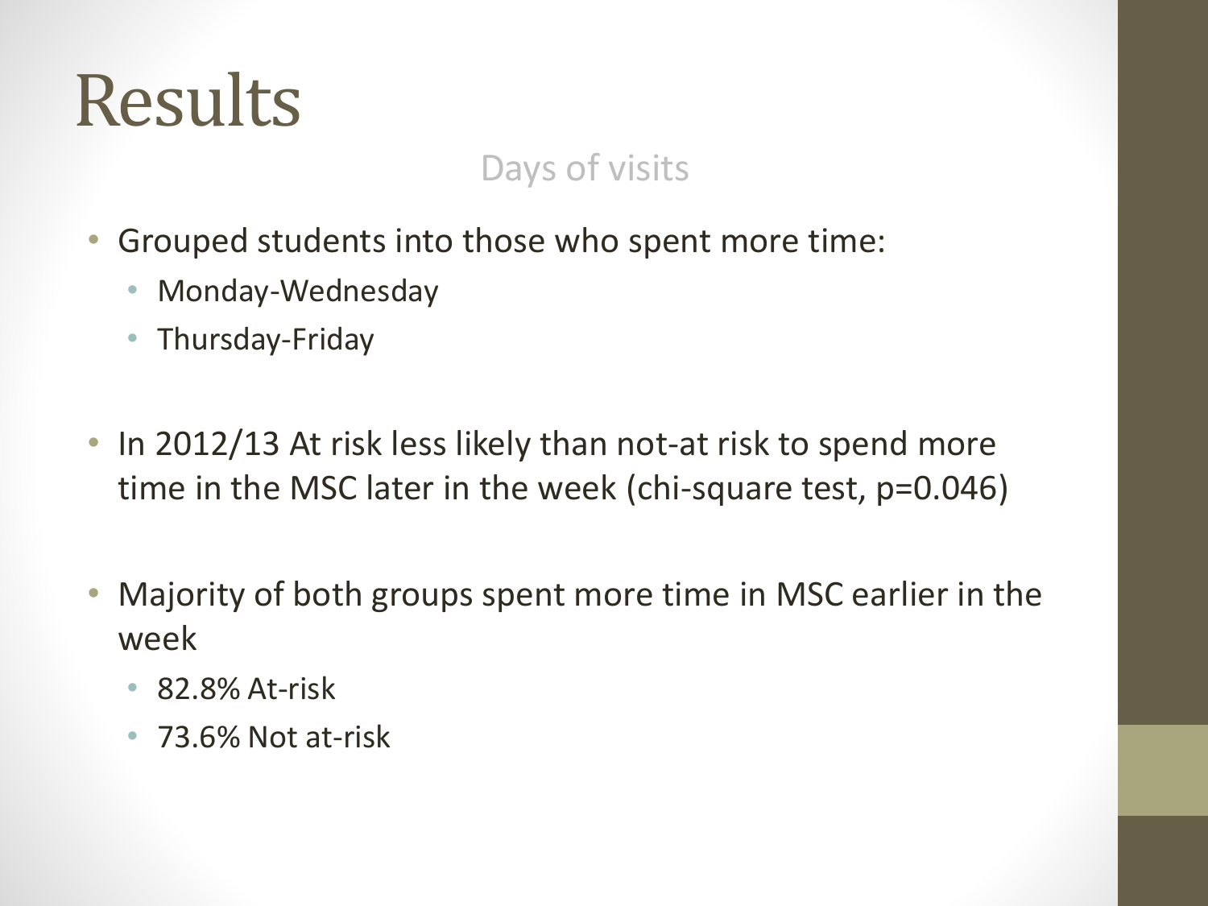# Results

## Days of visits

- Grouped students into those who spent more time:
  - Monday-Wednesday
  - Thursday-Friday
- In 2012/13 At risk less likely than not-at risk to spend more time in the MSC later in the week (chi-square test, $p=0.046$)
- Majority of both groups spent more time in MSC earlier in the week
  - 82.8% At-risk
  - 73.6% Not at-risk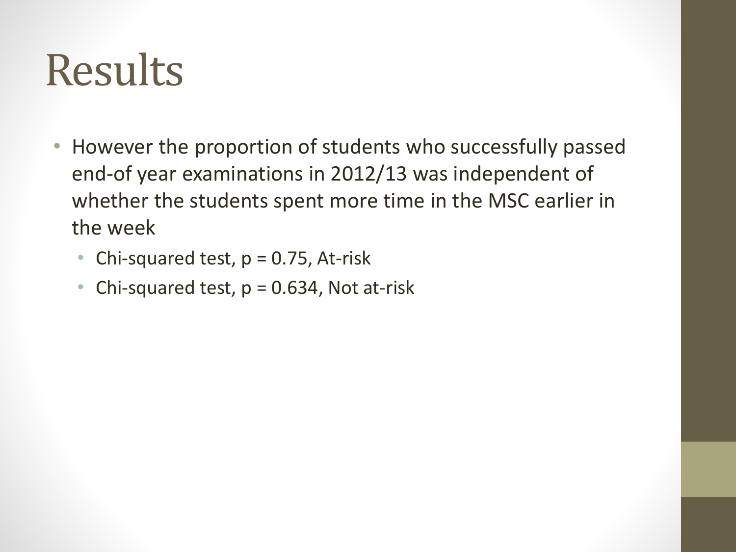# Results

- However the proportion of students who successfully passed end-of year examinations in 2012/13 was independent of whether the students spent more time in the MSC earlier in the week
  - Chi-squared test, $p = 0.75$, At-risk
  - Chi-squared test, $p = 0.634$, Not at-risk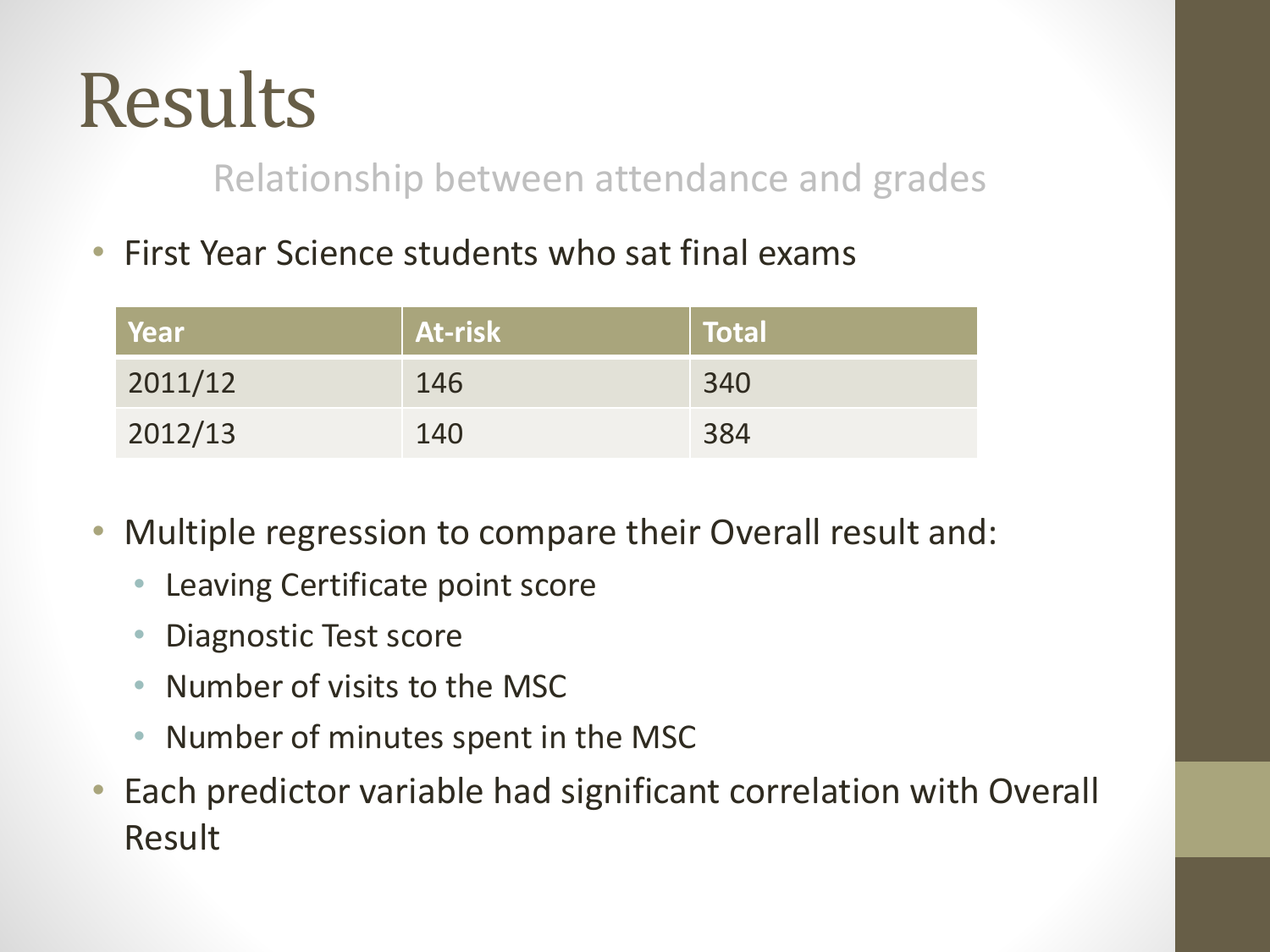# Results

## Relationship between attendance and grades

- First Year Science students who sat final exams

| Year | At-risk | Total |
| --- | --- | --- |
| 2011/12 | 146 | 340 |
| 2012/13 | 140 | 384 |

- Multiple regression to compare their Overall result and:
  - Leaving Certificate point score
  - Diagnostic Test score
  - Number of visits to the MSC
  - Number of minutes spent in the MSC
- Each predictor variable had significant correlation with Overall Result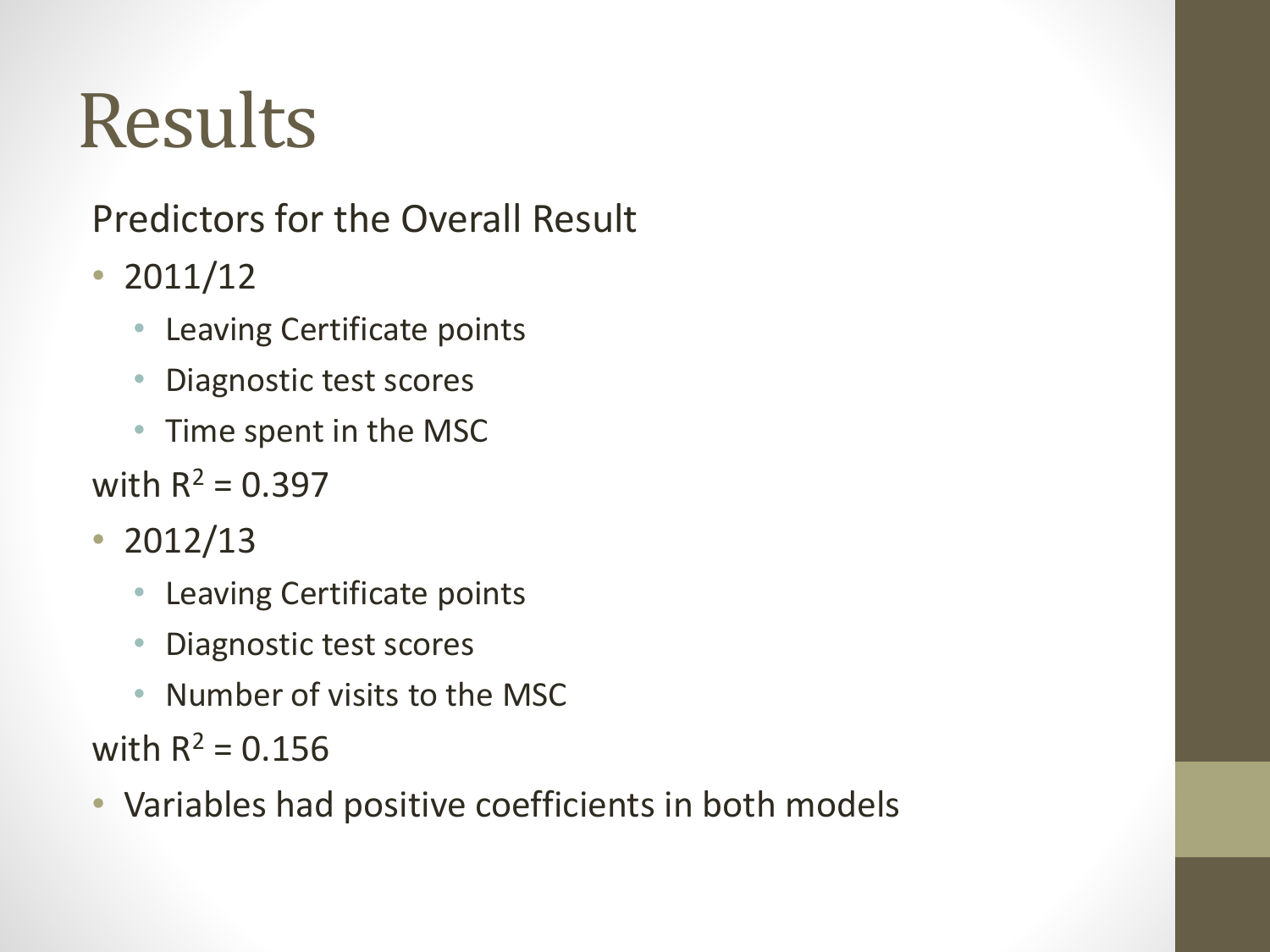# Results

Predictors for the Overall Result

- 2011/12
  - Leaving Certificate points
  - Diagnostic test scores
  - Time spent in the MSC

with $R^2 = 0.397$

- 2012/13
  - Leaving Certificate points
  - Diagnostic test scores
  - Number of visits to the MSC

with $R^2 = 0.156$

- Variables had positive coefficients in both models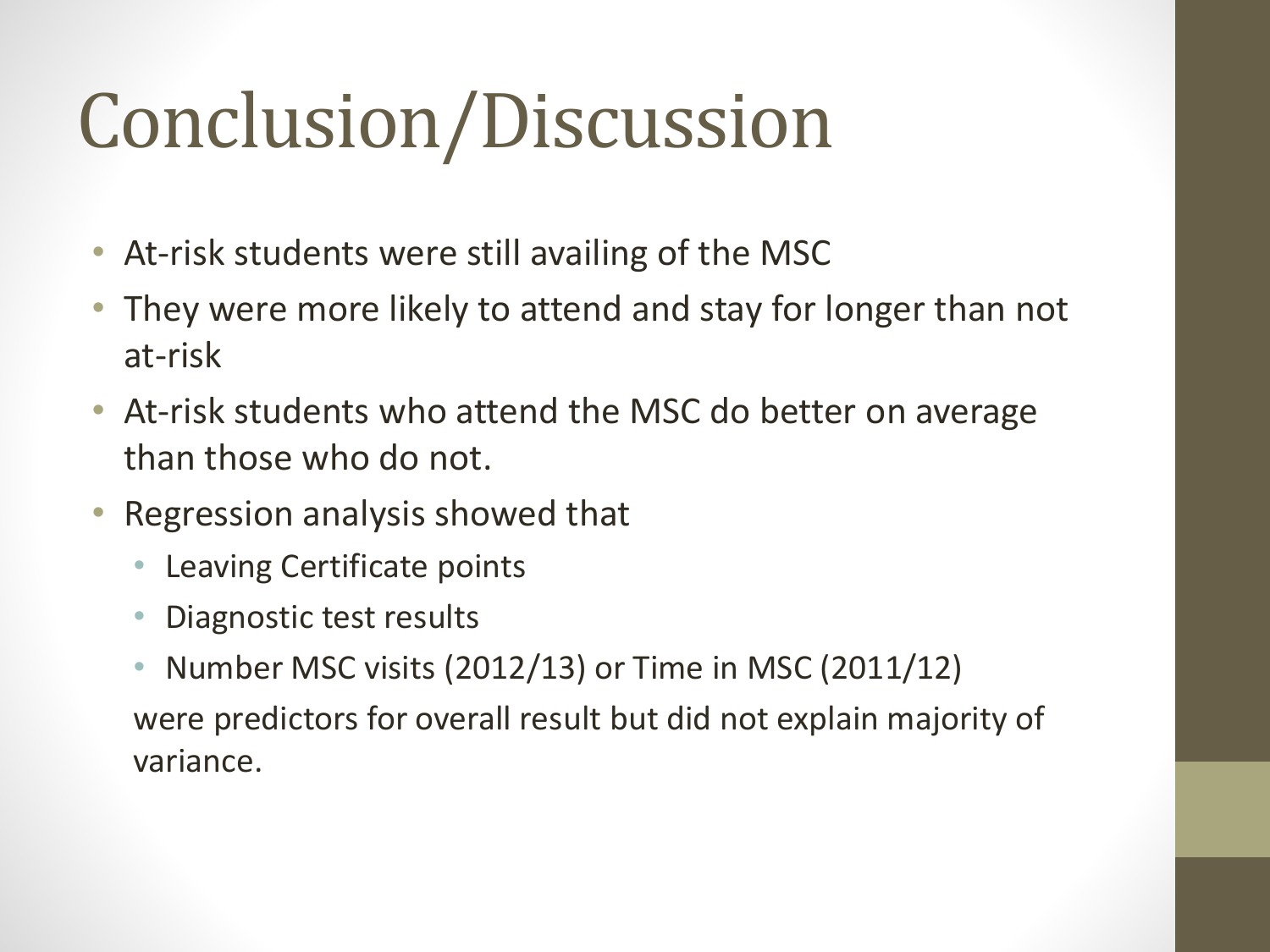# Conclusion/Discussion

- At-risk students were still availing of the MSC
- They were more likely to attend and stay for longer than not at-risk
- At-risk students who attend the MSC do better on average than those who do not.
- Regression analysis showed that
  - Leaving Certificate points
  - Diagnostic test results
  - Number MSC visits (2012/13) or Time in MSC (2011/12)

  were predictors for overall result but did not explain majority of variance.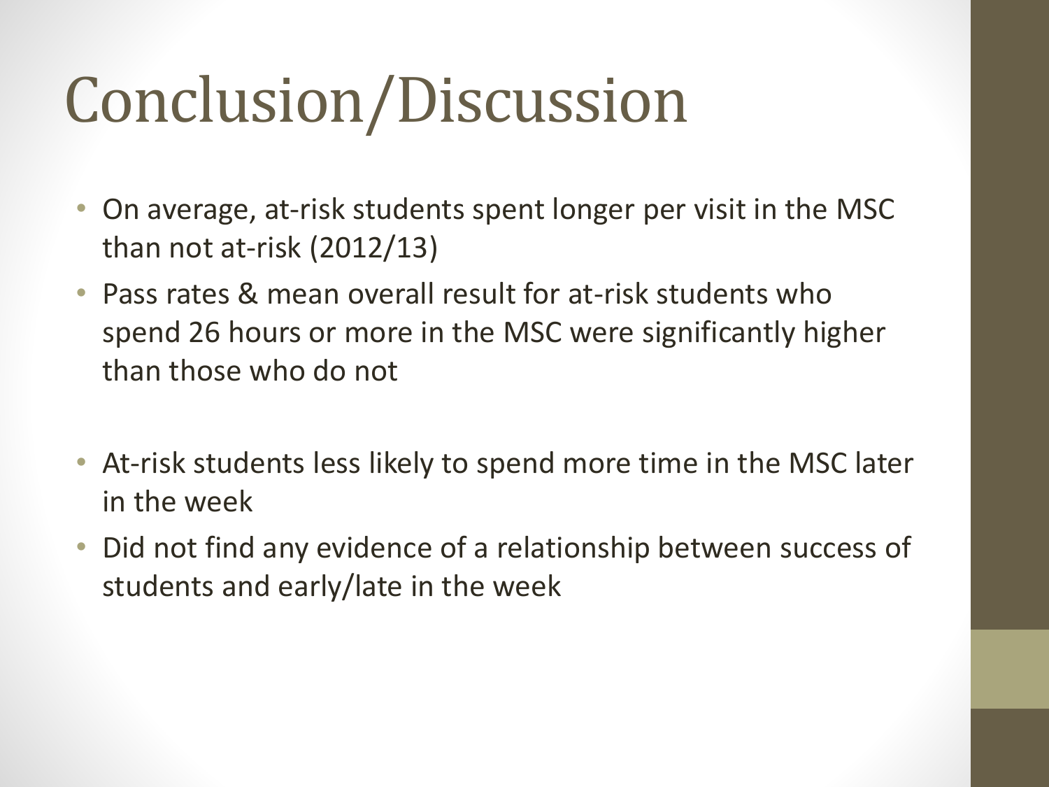# Conclusion/Discussion

- On average, at-risk students spent longer per visit in the MSC than not at-risk (2012/13)
- Pass rates & mean overall result for at-risk students who spend 26 hours or more in the MSC were significantly higher than those who do not

- At-risk students less likely to spend more time in the MSC later in the week
- Did not find any evidence of a relationship between success of students and early/late in the week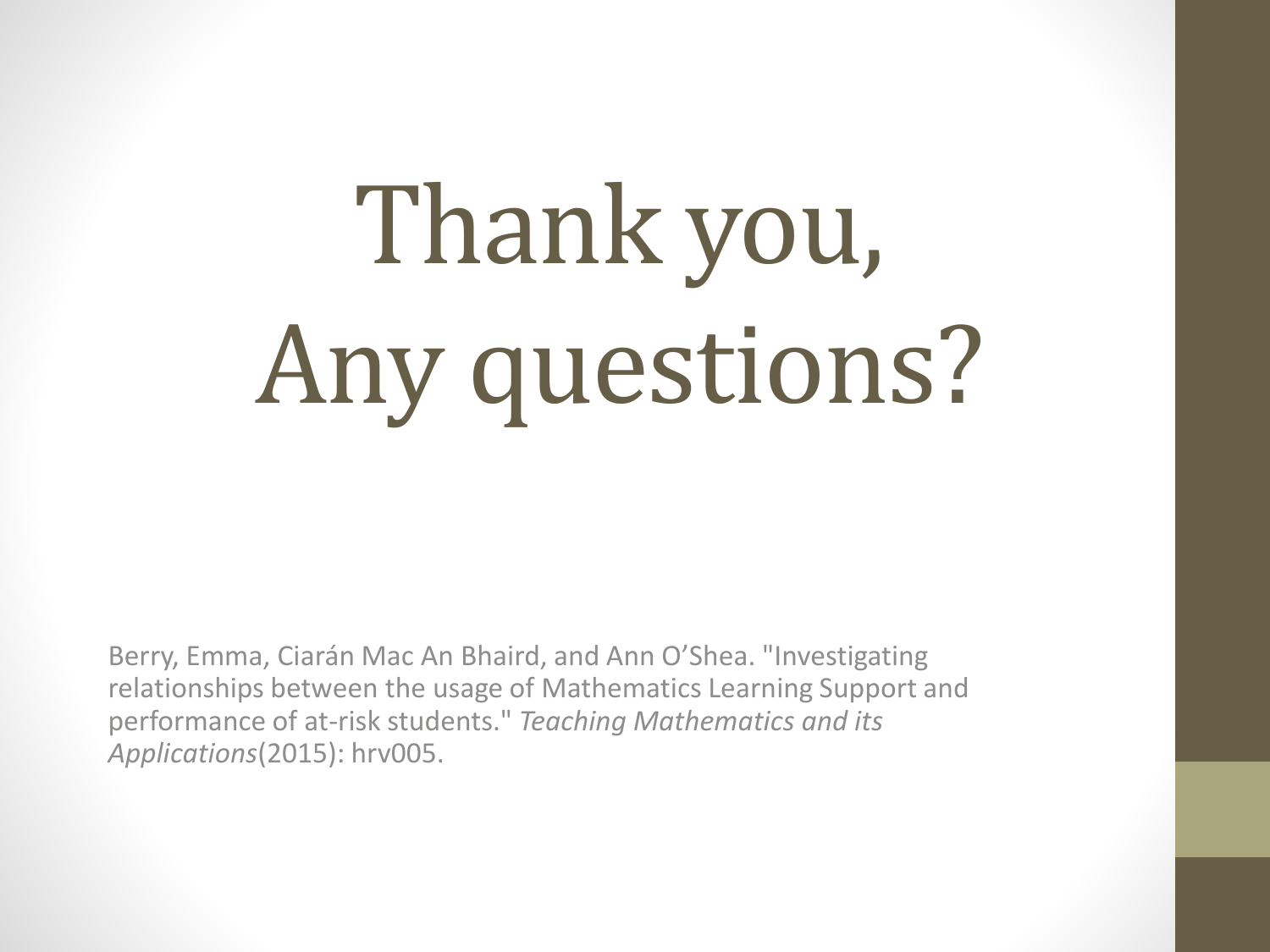# Thank you, Any questions?

Berry, Emma, Ciarán Mac An Bhaird, and Ann O'Shea. "Investigating relationships between the usage of Mathematics Learning Support and performance of at-risk students." *Teaching Mathematics and its Applications*(2015): hrv005.